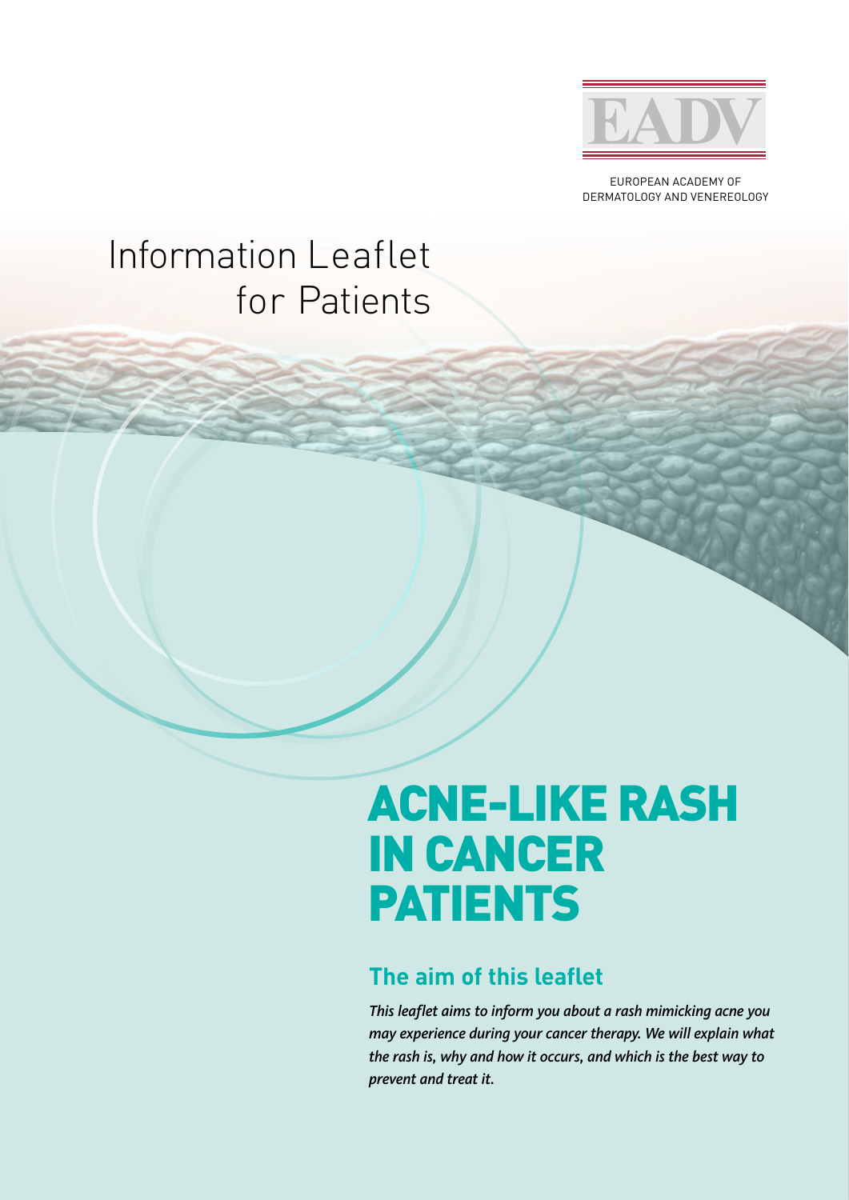EADV

EUROPEAN ACADEMY OF DERMATOLOGY AND VENEREOLOGY

# Information Leaflet for Patients

# ACNE-LIKE RASH IN CANCER PATIENTS

## The aim of this leaflet

*This leaflet aims to inform you about a rash mimicking acne you may experience during your cancer therapy. We will explain what the rash is, why and how it occurs, and which is the best way to prevent and treat it.*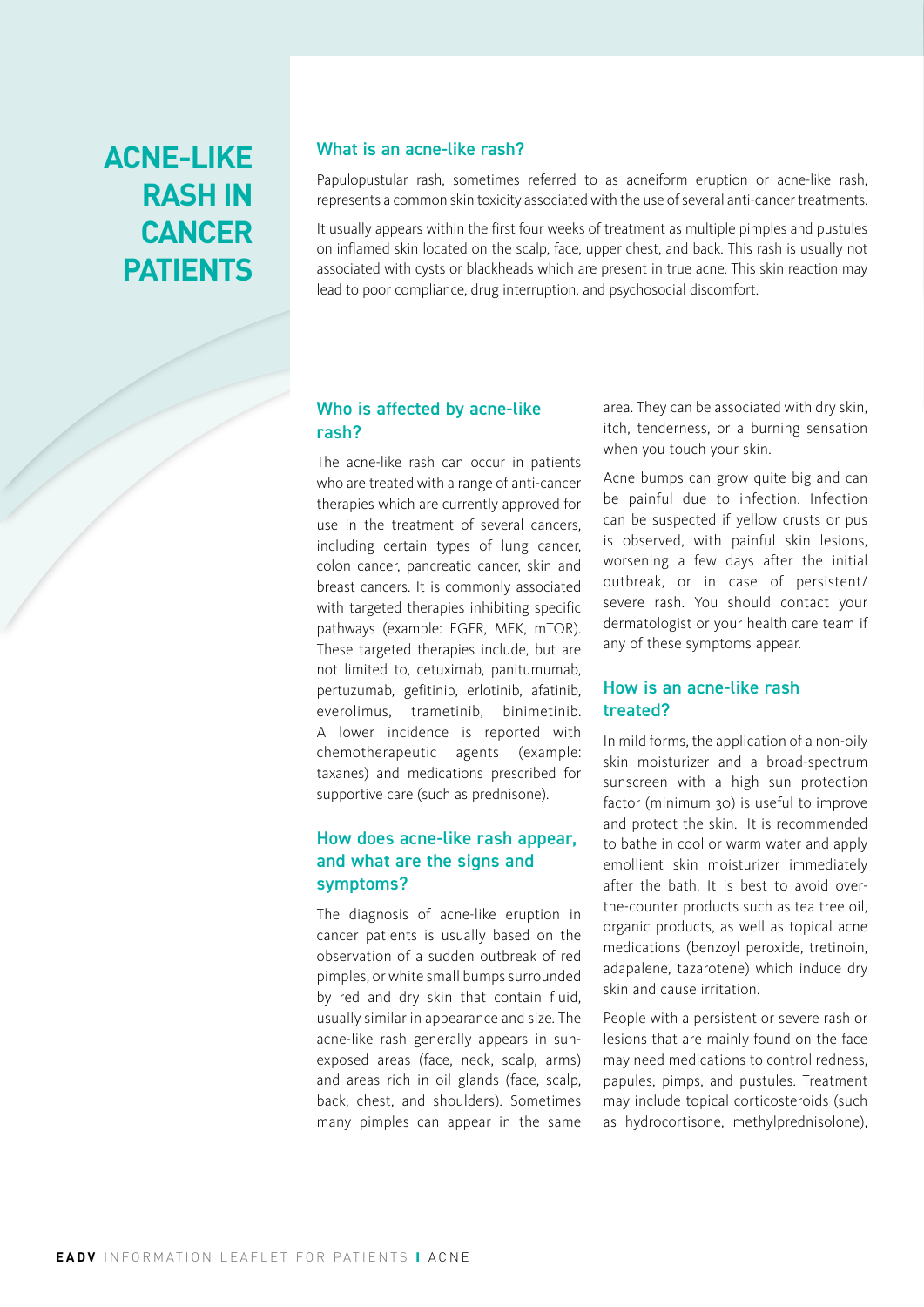# ACNE-LIKE RASH IN CANCER PATIENTS

## What is an acne-like rash?

Papulopustular rash, sometimes referred to as acneiform eruption or acne-like rash, represents a common skin toxicity associated with the use of several anti-cancer treatments.

It usually appears within the first four weeks of treatment as multiple pimples and pustules on inflamed skin located on the scalp, face, upper chest, and back. This rash is usually not associated with cysts or blackheads which are present in true acne. This skin reaction may lead to poor compliance, drug interruption, and psychosocial discomfort.

## Who is affected by acne-like rash?

The acne-like rash can occur in patients who are treated with a range of anti-cancer therapies which are currently approved for use in the treatment of several cancers, including certain types of lung cancer, colon cancer, pancreatic cancer, skin and breast cancers. It is commonly associated with targeted therapies inhibiting specific pathways (example: EGFR, MEK, mTOR). These targeted therapies include, but are not limited to, cetuximab, panitumumab, pertuzumab, gefitinib, erlotinib, afatinib, everolimus, trametinib, binimetinib. A lower incidence is reported with chemotherapeutic agents (example: taxanes) and medications prescribed for supportive care (such as prednisone).

## How does acne-like rash appear, and what are the signs and symptoms?

The diagnosis of acne-like eruption in cancer patients is usually based on the observation of a sudden outbreak of red pimples, or white small bumps surrounded by red and dry skin that contain fluid, usually similar in appearance and size. The acne-like rash generally appears in sun-exposed areas (face, neck, scalp, arms) and areas rich in oil glands (face, scalp, back, chest, and shoulders). Sometimes many pimples can appear in the same area. They can be associated with dry skin, itch, tenderness, or a burning sensation when you touch your skin.

Acne bumps can grow quite big and can be painful due to infection. Infection can be suspected if yellow crusts or pus is observed, with painful skin lesions, worsening a few days after the initial outbreak, or in case of persistent/severe rash. You should contact your dermatologist or your health care team if any of these symptoms appear.

## How is an acne-like rash treated?

In mild forms, the application of a non-oily skin moisturizer and a broad-spectrum sunscreen with a high sun protection factor (minimum 30) is useful to improve and protect the skin. It is recommended to bathe in cool or warm water and apply emollient skin moisturizer immediately after the bath. It is best to avoid over-the-counter products such as tea tree oil, organic products, as well as topical acne medications (benzoyl peroxide, tretinoin, adapalene, tazarotene) which induce dry skin and cause irritation.

People with a persistent or severe rash or lesions that are mainly found on the face may need medications to control redness, papules, pimps, and pustules. Treatment may include topical corticosteroids (such as hydrocortisone, methylprednisolone),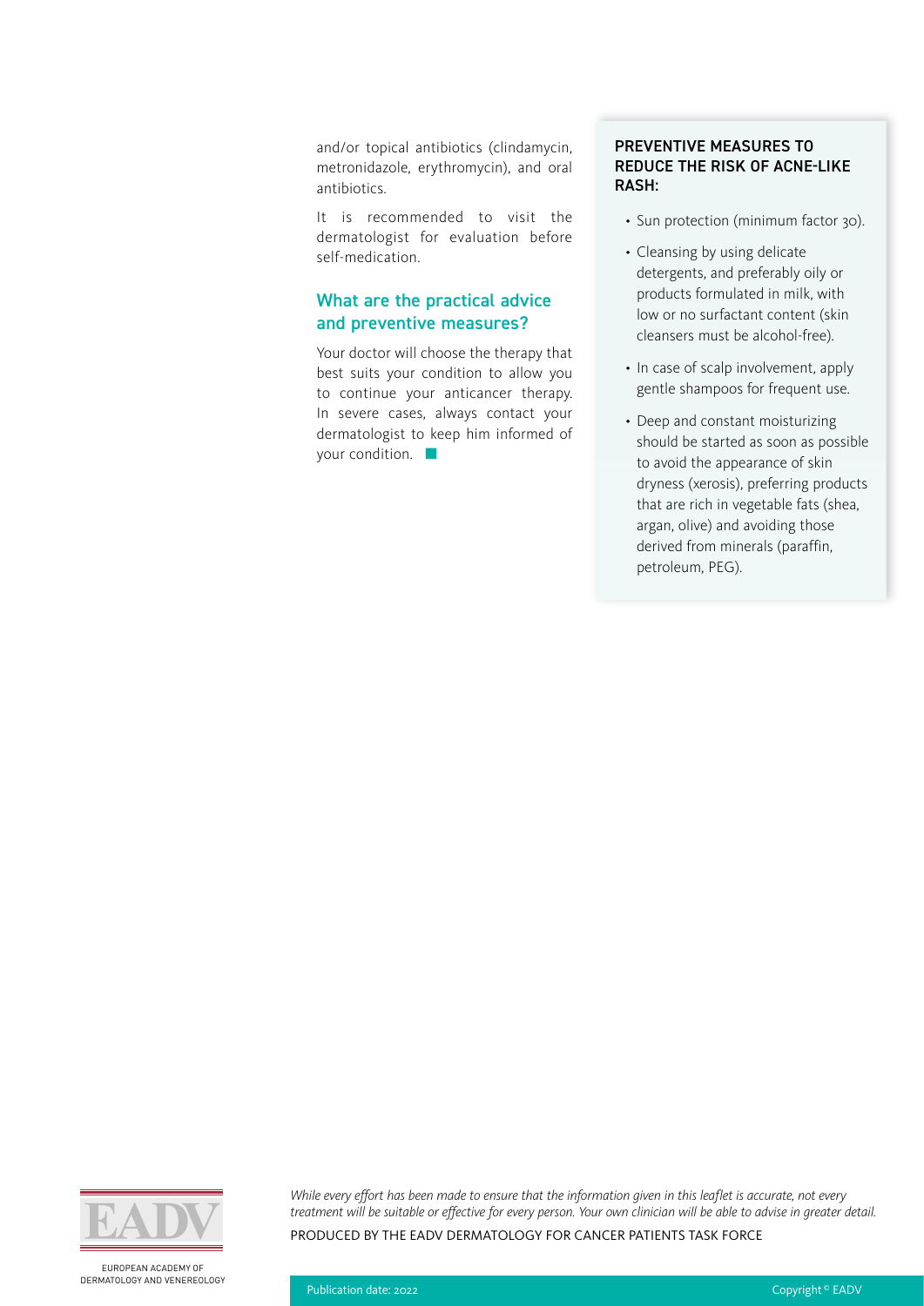and/or topical antibiotics (clindamycin, metronidazole, erythromycin), and oral antibiotics.

It is recommended to visit the dermatologist for evaluation before self-medication.

## What are the practical advice and preventive measures?

Your doctor will choose the therapy that best suits your condition to allow you to continue your anticancer therapy. In severe cases, always contact your dermatologist to keep him informed of your condition.

### PREVENTIVE MEASURES TO REDUCE THE RISK OF ACNE-LIKE RASH:

- Sun protection (minimum factor 30).
- Cleansing by using delicate detergents, and preferably oily or products formulated in milk, with low or no surfactant content (skin cleansers must be alcohol-free).
- In case of scalp involvement, apply gentle shampoos for frequent use.
- Deep and constant moisturizing should be started as soon as possible to avoid the appearance of skin dryness (xerosis), preferring products that are rich in vegetable fats (shea, argan, olive) and avoiding those derived from minerals (paraffin, petroleum, PEG).

EADV

EUROPEAN ACADEMY OF DERMATOLOGY AND VENEREOLOGY

*While every effort has been made to ensure that the information given in this leaflet is accurate, not every treatment will be suitable or effective for every person. Your own clinician will be able to advise in greater detail.*

PRODUCED BY THE EADV DERMATOLOGY FOR CANCER PATIENTS TASK FORCE

Publication date: 2022

Copyright © EADV